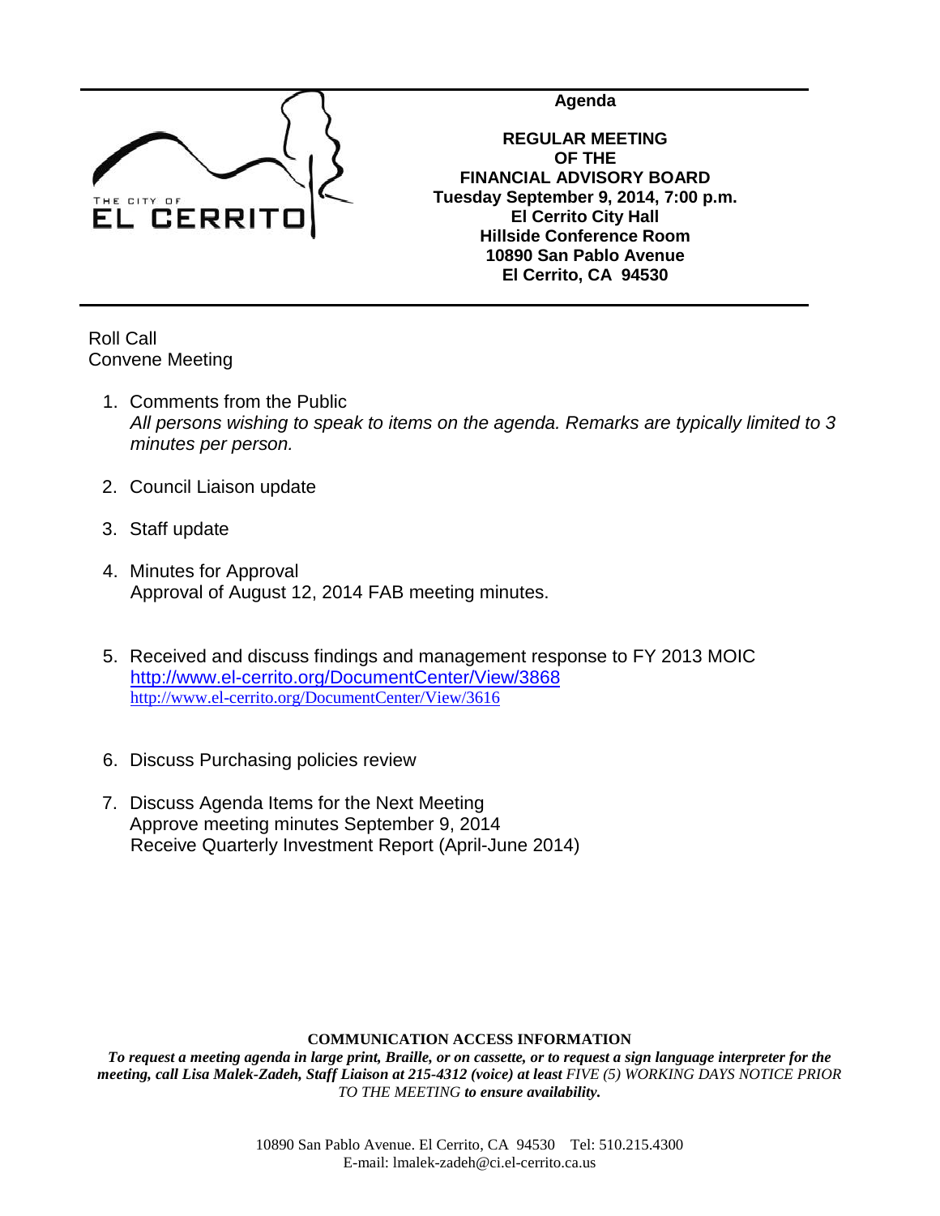THE CITY OF
EL CERRITO

**Agenda**

**REGULAR MEETING
OF THE
FINANCIAL ADVISORY BOARD
Tuesday September 9, 2014, 7:00 p.m.
El Cerrito City Hall
Hillside Conference Room
10890 San Pablo Avenue
El Cerrito, CA 94530**

Roll Call
Convene Meeting

1. Comments from the Public
   *All persons wishing to speak to items on the agenda. Remarks are typically limited to 3 minutes per person.*

2. Council Liaison update

3. Staff update

4. Minutes for Approval
   Approval of August 12, 2014 FAB meeting minutes.

5. Received and discuss findings and management response to FY 2013 MOIC
   http://www.el-cerrito.org/DocumentCenter/View/3868
   http://www.el-cerrito.org/DocumentCenter/View/3616

6. Discuss Purchasing policies review

7. Discuss Agenda Items for the Next Meeting
   Approve meeting minutes September 9, 2014
   Receive Quarterly Investment Report (April-June 2014)

**COMMUNICATION ACCESS INFORMATION**

***To request a meeting agenda in large print, Braille, or on cassette, or to request a sign language interpreter for the meeting, call Lisa Malek-Zadeh, Staff Liaison at 215-4312 (voice) at least** FIVE (5) WORKING DAYS NOTICE PRIOR TO THE MEETING **to ensure availability.***

10890 San Pablo Avenue. El Cerrito, CA 94530 Tel: 510.215.4300
E-mail: lmalek-zadeh@ci.el-cerrito.ca.us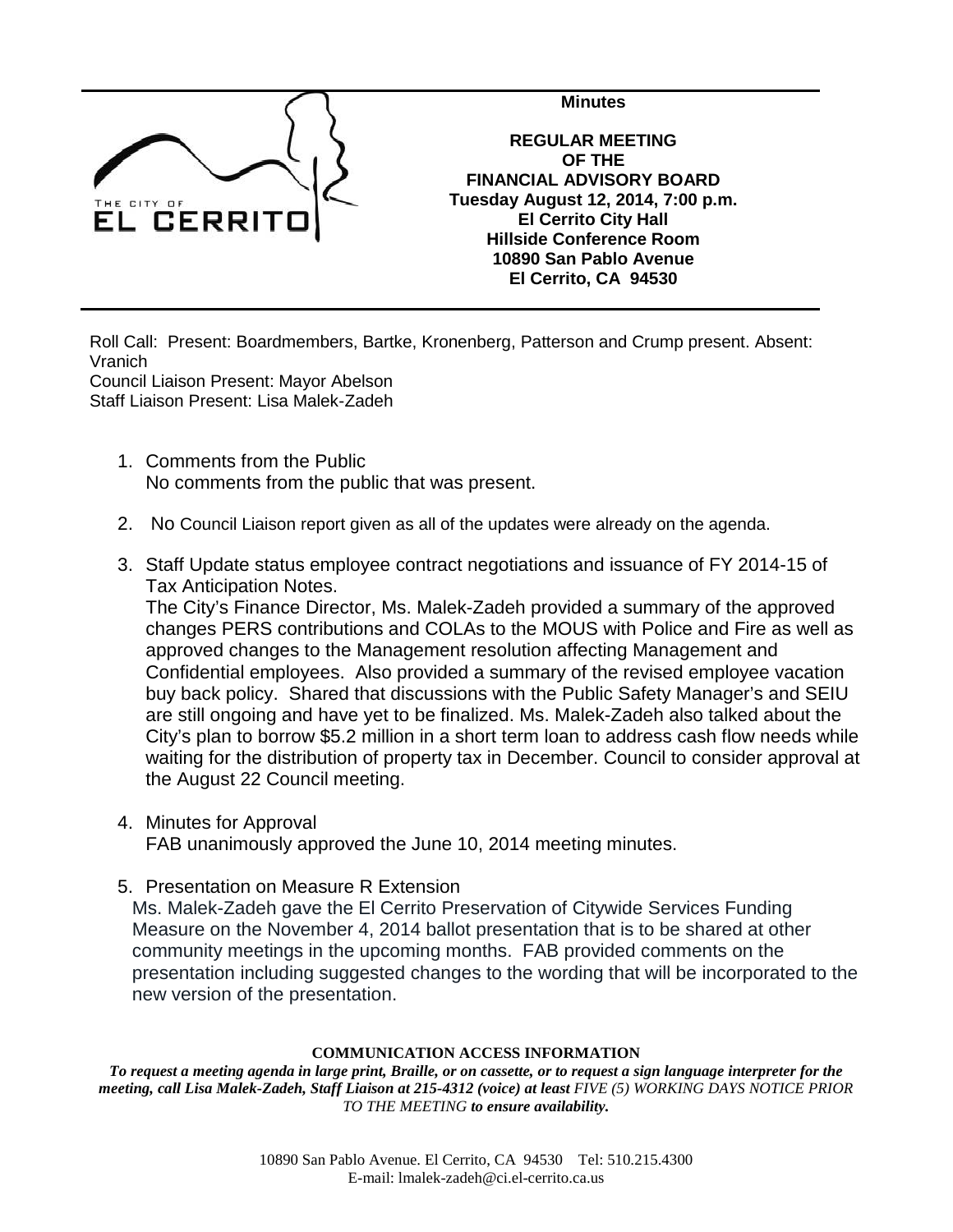**Minutes**

**REGULAR MEETING**
**OF THE**
**FINANCIAL ADVISORY BOARD**
**Tuesday August 12, 2014, 7:00 p.m.**
**El Cerrito City Hall**
**Hillside Conference Room**
**10890 San Pablo Avenue**
**El Cerrito, CA 94530**

Roll Call: Present: Boardmembers, Bartke, Kronenberg, Patterson and Crump present. Absent: Vranich
Council Liaison Present: Mayor Abelson
Staff Liaison Present: Lisa Malek-Zadeh

1. Comments from the Public
   No comments from the public that was present.

2. No Council Liaison report given as all of the updates were already on the agenda.

3. Staff Update status employee contract negotiations and issuance of FY 2014-15 of Tax Anticipation Notes.
   The City's Finance Director, Ms. Malek-Zadeh provided a summary of the approved changes PERS contributions and COLAs to the MOUS with Police and Fire as well as approved changes to the Management resolution affecting Management and Confidential employees. Also provided a summary of the revised employee vacation buy back policy. Shared that discussions with the Public Safety Manager's and SEIU are still ongoing and have yet to be finalized. Ms. Malek-Zadeh also talked about the City's plan to borrow $5.2 million in a short term loan to address cash flow needs while waiting for the distribution of property tax in December. Council to consider approval at the August 22 Council meeting.

4. Minutes for Approval
   FAB unanimously approved the June 10, 2014 meeting minutes.

5. Presentation on Measure R Extension
   Ms. Malek-Zadeh gave the El Cerrito Preservation of Citywide Services Funding Measure on the November 4, 2014 ballot presentation that is to be shared at other community meetings in the upcoming months. FAB provided comments on the presentation including suggested changes to the wording that will be incorporated to the new version of the presentation.

**COMMUNICATION ACCESS INFORMATION**

***To request a meeting agenda in large print, Braille, or on cassette, or to request a sign language interpreter for the meeting, call Lisa Malek-Zadeh, Staff Liaison at 215-4312 (voice) at least** FIVE (5) WORKING DAYS NOTICE PRIOR TO THE MEETING **to ensure availability.***

10890 San Pablo Avenue. El Cerrito, CA 94530 Tel: 510.215.4300
E-mail: lmalek-zadeh@ci.el-cerrito.ca.us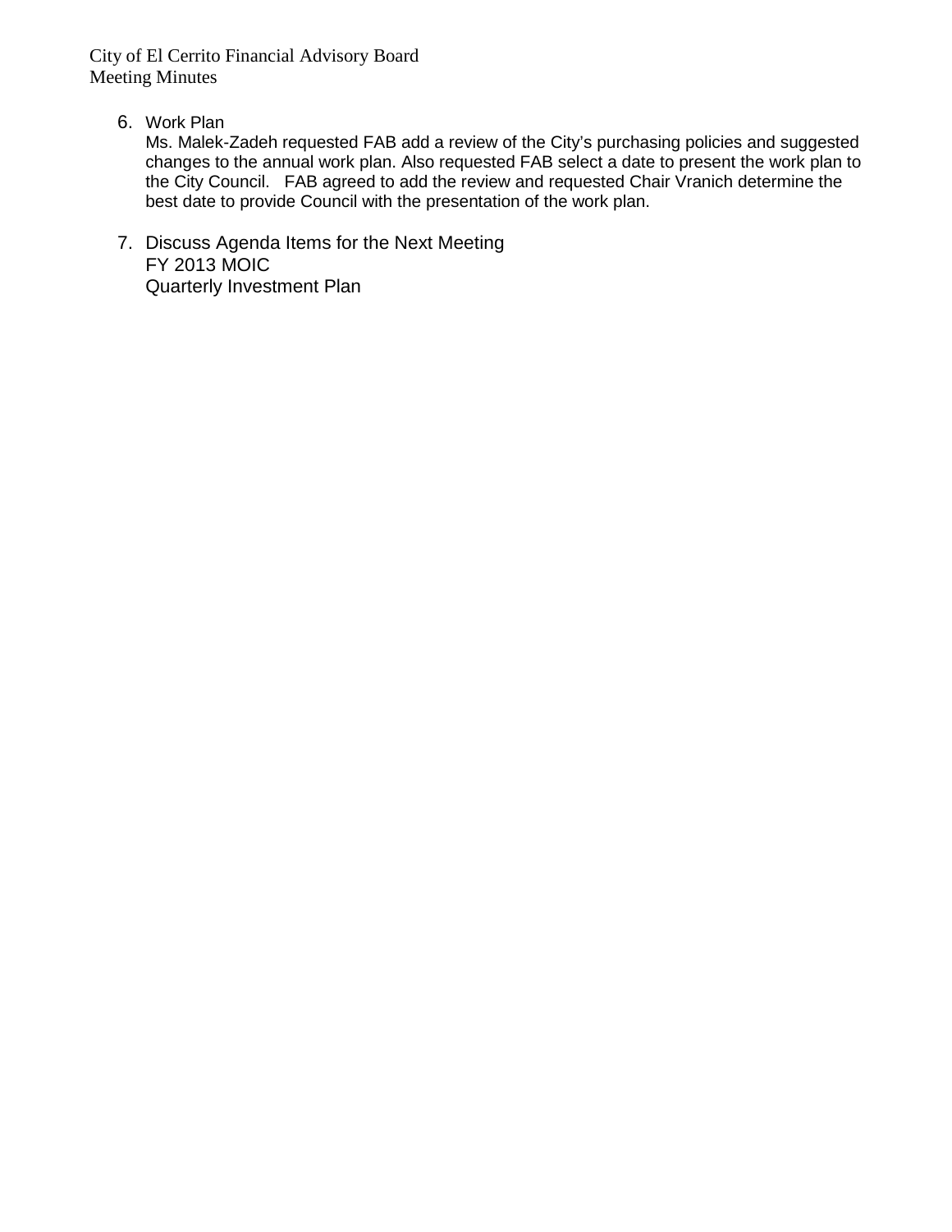6. Work Plan
   Ms. Malek-Zadeh requested FAB add a review of the City's purchasing policies and suggested changes to the annual work plan. Also requested FAB select a date to present the work plan to the City Council. FAB agreed to add the review and requested Chair Vranich determine the best date to provide Council with the presentation of the work plan.

7. Discuss Agenda Items for the Next Meeting
   FY 2013 MOIC
   Quarterly Investment Plan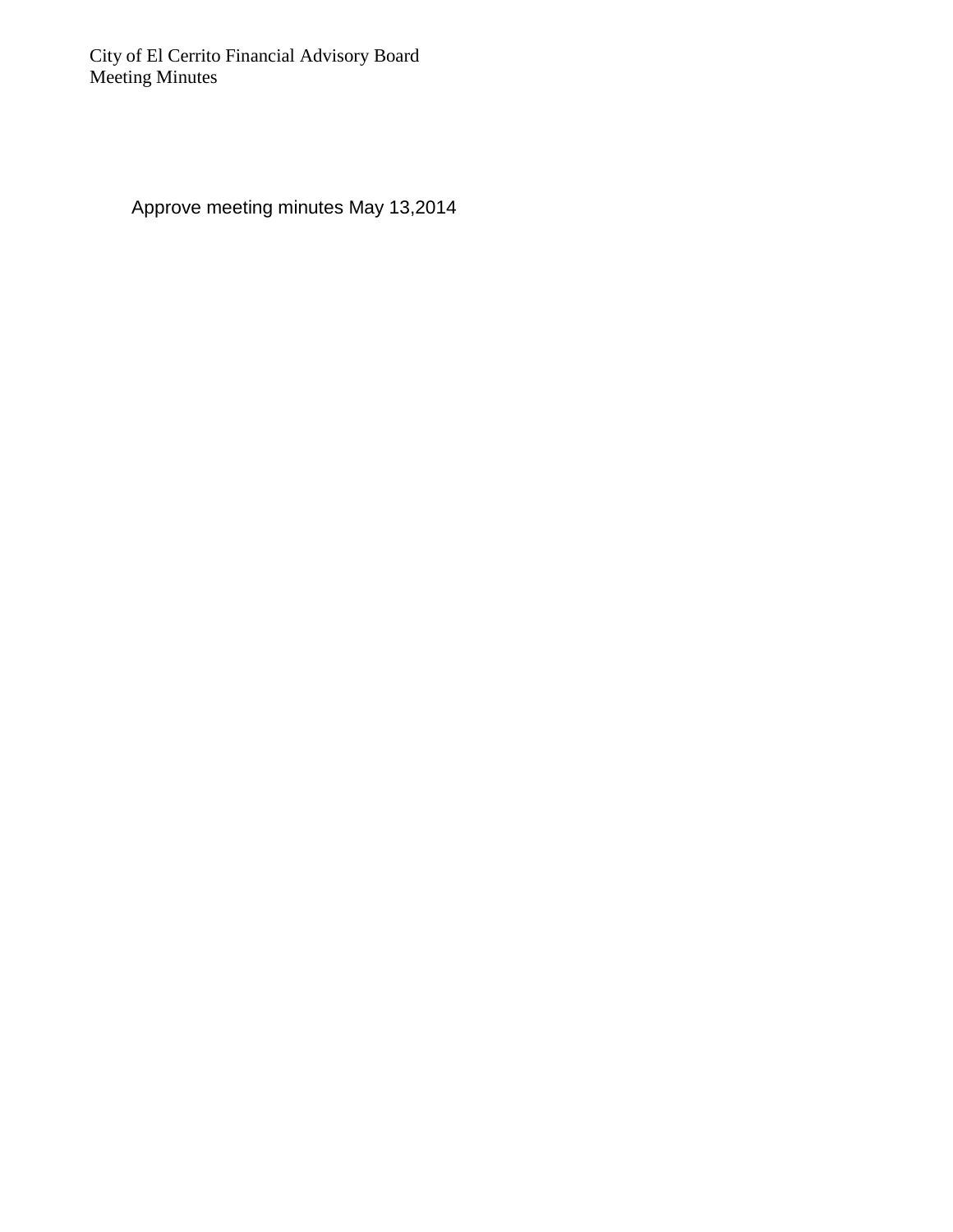City of El Cerrito Financial Advisory Board
Meeting Minutes

Approve meeting minutes May 13,2014